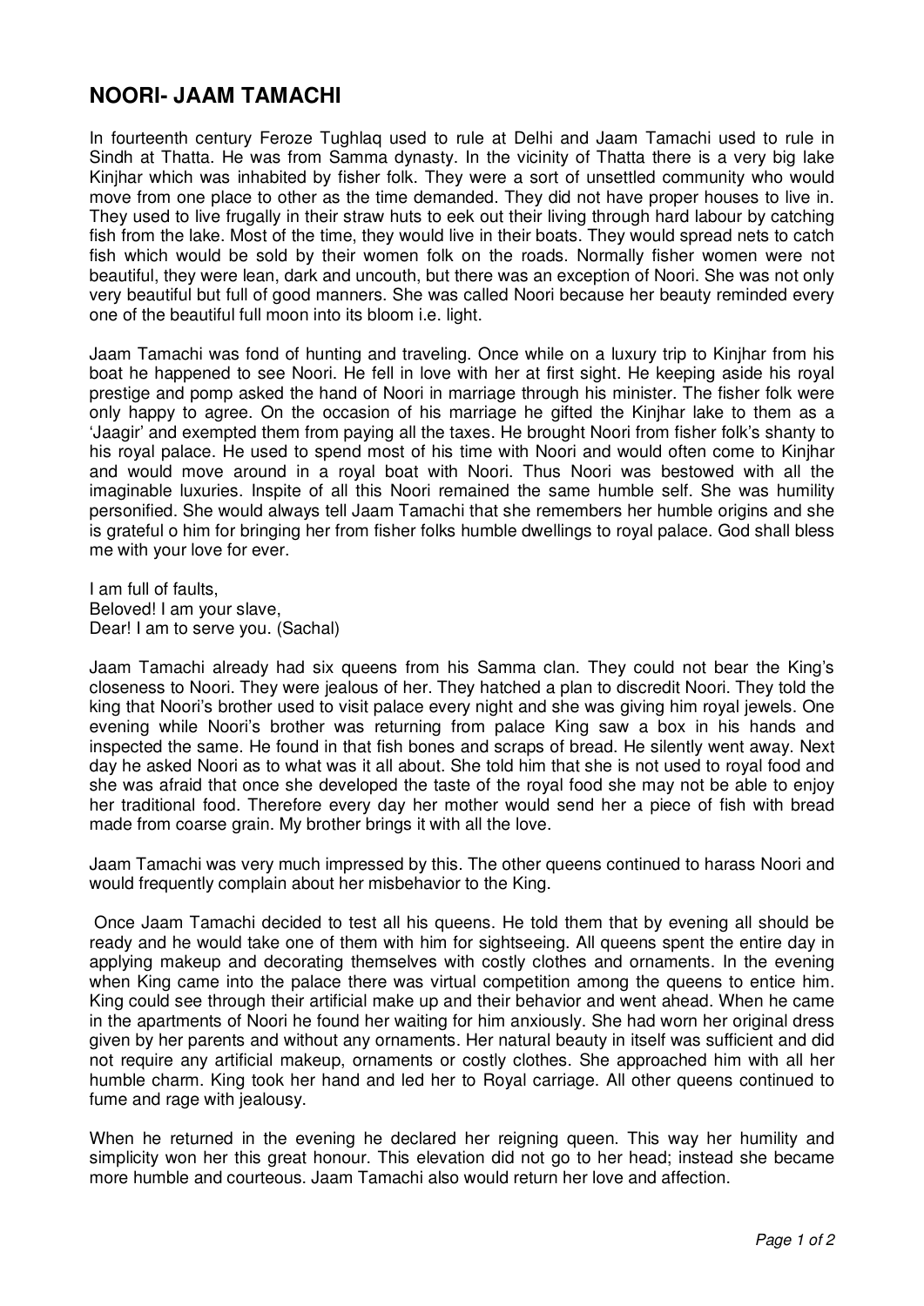## NOORI- JAAM TAMACHI

In fourteenth century Feroze Tughlaq used to rule at Delhi and Jaam Tamachi used to rule in Sindh at Thatta. He was from Samma dynasty. In the vicinity of Thatta there is a very big lake Kinjhar which was inhabited by fisher folk. They were a sort of unsettled community who would move from one place to other as the time demanded. They did not have proper houses to live in. They used to live frugally in their straw huts to eek out their living through hard labour by catching fish from the lake. Most of the time, they would live in their boats. They would spread nets to catch fish which would be sold by their women folk on the roads. Normally fisher women were not beautiful, they were lean, dark and uncouth, but there was an exception of Noori. She was not only very beautiful but full of good manners. She was called Noori because her beauty reminded every one of the beautiful full moon into its bloom i.e. light.

Jaam Tamachi was fond of hunting and traveling. Once while on a luxury trip to Kinjhar from his boat he happened to see Noori. He fell in love with her at first sight. He keeping aside his royal prestige and pomp asked the hand of Noori in marriage through his minister. The fisher folk were only happy to agree. On the occasion of his marriage he gifted the Kinjhar lake to them as a 'Jaagir' and exempted them from paying all the taxes. He brought Noori from fisher folk's shanty to his royal palace. He used to spend most of his time with Noori and would often come to Kinjhar and would move around in a royal boat with Noori. Thus Noori was bestowed with all the imaginable luxuries. Inspite of all this Noori remained the same humble self. She was humility personified. She would always tell Jaam Tamachi that she remembers her humble origins and she is grateful o him for bringing her from fisher folks humble dwellings to royal palace. God shall bless me with your love for ever.

I am full of faults,  
Beloved! I am your slave,  
Dear! I am to serve you. (Sachal)

Jaam Tamachi already had six queens from his Samma clan. They could not bear the King's closeness to Noori. They were jealous of her. They hatched a plan to discredit Noori. They told the king that Noori's brother used to visit palace every night and she was giving him royal jewels. One evening while Noori's brother was returning from palace King saw a box in his hands and inspected the same. He found in that fish bones and scraps of bread. He silently went away. Next day he asked Noori as to what was it all about. She told him that she is not used to royal food and she was afraid that once she developed the taste of the royal food she may not be able to enjoy her traditional food. Therefore every day her mother would send her a piece of fish with bread made from coarse grain. My brother brings it with all the love.

Jaam Tamachi was very much impressed by this. The other queens continued to harass Noori and would frequently complain about her misbehavior to the King.

Once Jaam Tamachi decided to test all his queens. He told them that by evening all should be ready and he would take one of them with him for sightseeing. All queens spent the entire day in applying makeup and decorating themselves with costly clothes and ornaments. In the evening when King came into the palace there was virtual competition among the queens to entice him. King could see through their artificial make up and their behavior and went ahead. When he came in the apartments of Noori he found her waiting for him anxiously. She had worn her original dress given by her parents and without any ornaments. Her natural beauty in itself was sufficient and did not require any artificial makeup, ornaments or costly clothes. She approached him with all her humble charm. King took her hand and led her to Royal carriage. All other queens continued to fume and rage with jealousy.

When he returned in the evening he declared her reigning queen. This way her humility and simplicity won her this great honour. This elevation did not go to her head; instead she became more humble and courteous. Jaam Tamachi also would return her love and affection.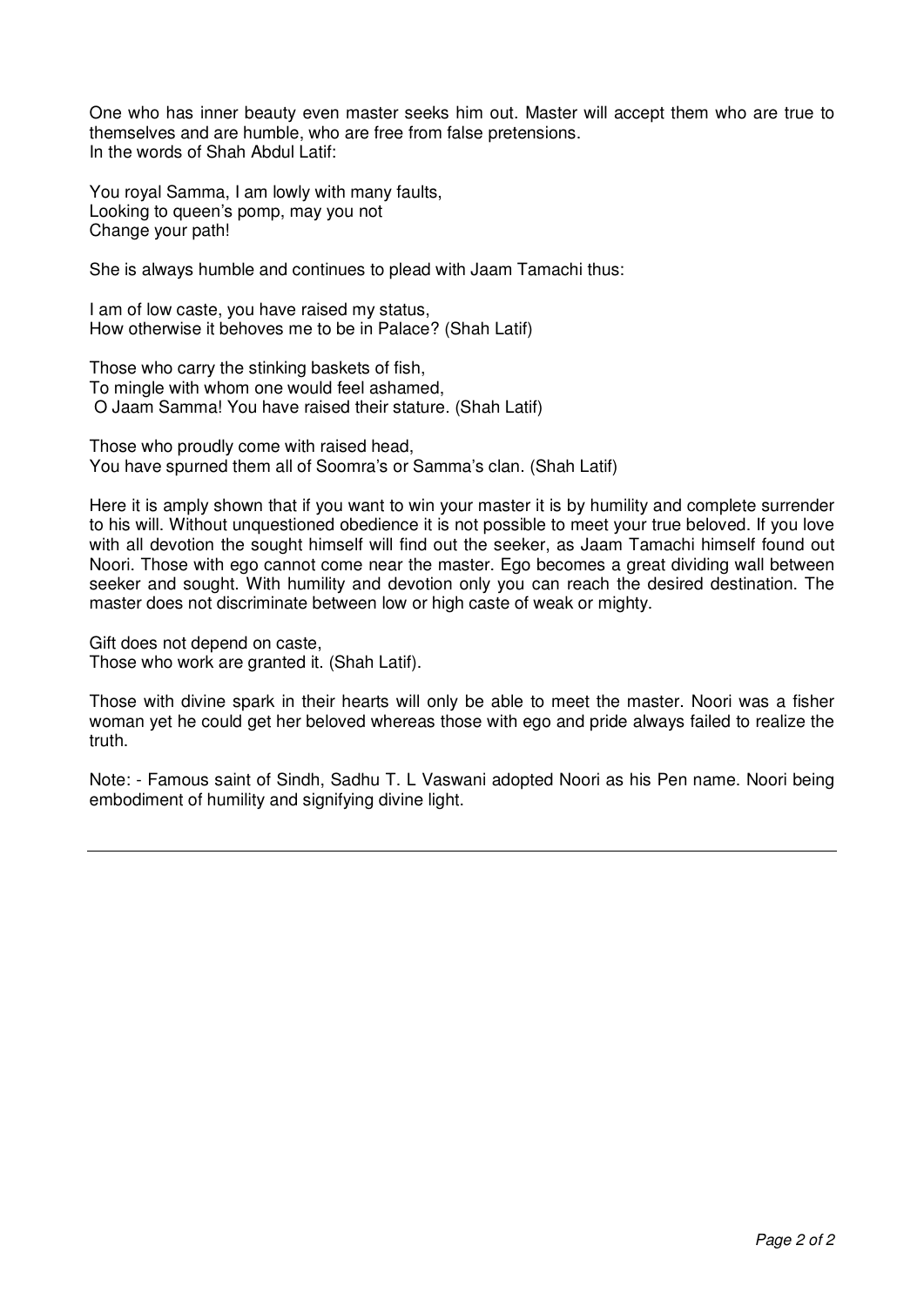One who has inner beauty even master seeks him out. Master will accept them who are true to themselves and are humble, who are free from false pretensions.
In the words of Shah Abdul Latif:

You royal Samma, I am lowly with many faults,
Looking to queen's pomp, may you not
Change your path!

She is always humble and continues to plead with Jaam Tamachi thus:

I am of low caste, you have raised my status,
How otherwise it behoves me to be in Palace? (Shah Latif)

Those who carry the stinking baskets of fish,
To mingle with whom one would feel ashamed,
O Jaam Samma! You have raised their stature. (Shah Latif)

Those who proudly come with raised head,
You have spurned them all of Soomra's or Samma's clan. (Shah Latif)

Here it is amply shown that if you want to win your master it is by humility and complete surrender to his will. Without unquestioned obedience it is not possible to meet your true beloved. If you love with all devotion the sought himself will find out the seeker, as Jaam Tamachi himself found out Noori. Those with ego cannot come near the master. Ego becomes a great dividing wall between seeker and sought. With humility and devotion only you can reach the desired destination. The master does not discriminate between low or high caste of weak or mighty.

Gift does not depend on caste,
Those who work are granted it. (Shah Latif).

Those with divine spark in their hearts will only be able to meet the master. Noori was a fisher woman yet he could get her beloved whereas those with ego and pride always failed to realize the truth.

Note: - Famous saint of Sindh, Sadhu T. L Vaswani adopted Noori as his Pen name. Noori being embodiment of humility and signifying divine light.